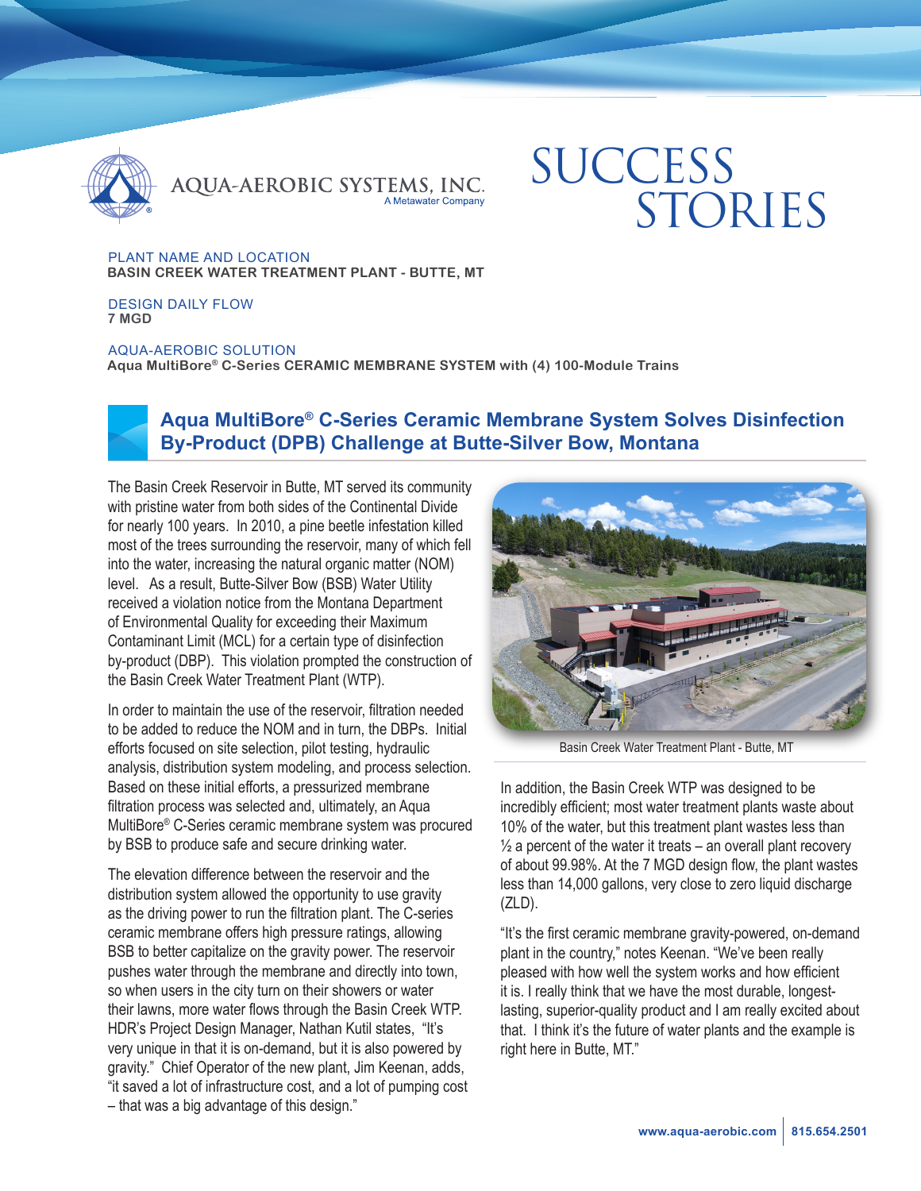AQUA-AEROBIC SYSTEMS, INC.
A Metawater Company

# SUCCESS STORIES

PLANT NAME AND LOCATION
**BASIN CREEK WATER TREATMENT PLANT - BUTTE, MT**

DESIGN DAILY FLOW
**7 MGD**

AQUA-AEROBIC SOLUTION
**Aqua MultiBore® C-Series CERAMIC MEMBRANE SYSTEM with (4) 100-Module Trains**

## Aqua MultiBore® C-Series Ceramic Membrane System Solves Disinfection By-Product (DPB) Challenge at Butte-Silver Bow, Montana

The Basin Creek Reservoir in Butte, MT served its community with pristine water from both sides of the Continental Divide for nearly 100 years. In 2010, a pine beetle infestation killed most of the trees surrounding the reservoir, many of which fell into the water, increasing the natural organic matter (NOM) level. As a result, Butte-Silver Bow (BSB) Water Utility received a violation notice from the Montana Department of Environmental Quality for exceeding their Maximum Contaminant Limit (MCL) for a certain type of disinfection by-product (DBP). This violation prompted the construction of the Basin Creek Water Treatment Plant (WTP).

In order to maintain the use of the reservoir, filtration needed to be added to reduce the NOM and in turn, the DBPs. Initial efforts focused on site selection, pilot testing, hydraulic analysis, distribution system modeling, and process selection. Based on these initial efforts, a pressurized membrane filtration process was selected and, ultimately, an Aqua MultiBore® C-Series ceramic membrane system was procured by BSB to produce safe and secure drinking water.

The elevation difference between the reservoir and the distribution system allowed the opportunity to use gravity as the driving power to run the filtration plant. The C-series ceramic membrane offers high pressure ratings, allowing BSB to better capitalize on the gravity power. The reservoir pushes water through the membrane and directly into town, so when users in the city turn on their showers or water their lawns, more water flows through the Basin Creek WTP. HDR's Project Design Manager, Nathan Kutil states, "It's very unique in that it is on-demand, but it is also powered by gravity." Chief Operator of the new plant, Jim Keenan, adds, "it saved a lot of infrastructure cost, and a lot of pumping cost – that was a big advantage of this design."

Basin Creek Water Treatment Plant - Butte, MT

In addition, the Basin Creek WTP was designed to be incredibly efficient; most water treatment plants waste about 10% of the water, but this treatment plant wastes less than ½ a percent of the water it treats – an overall plant recovery of about 99.98%. At the 7 MGD design flow, the plant wastes less than 14,000 gallons, very close to zero liquid discharge (ZLD).

"It's the first ceramic membrane gravity-powered, on-demand plant in the country," notes Keenan. "We've been really pleased with how well the system works and how efficient it is. I really think that we have the most durable, longest-lasting, superior-quality product and I am really excited about that. I think it's the future of water plants and the example is right here in Butte, MT."

www.aqua-aerobic.com | 815.654.2501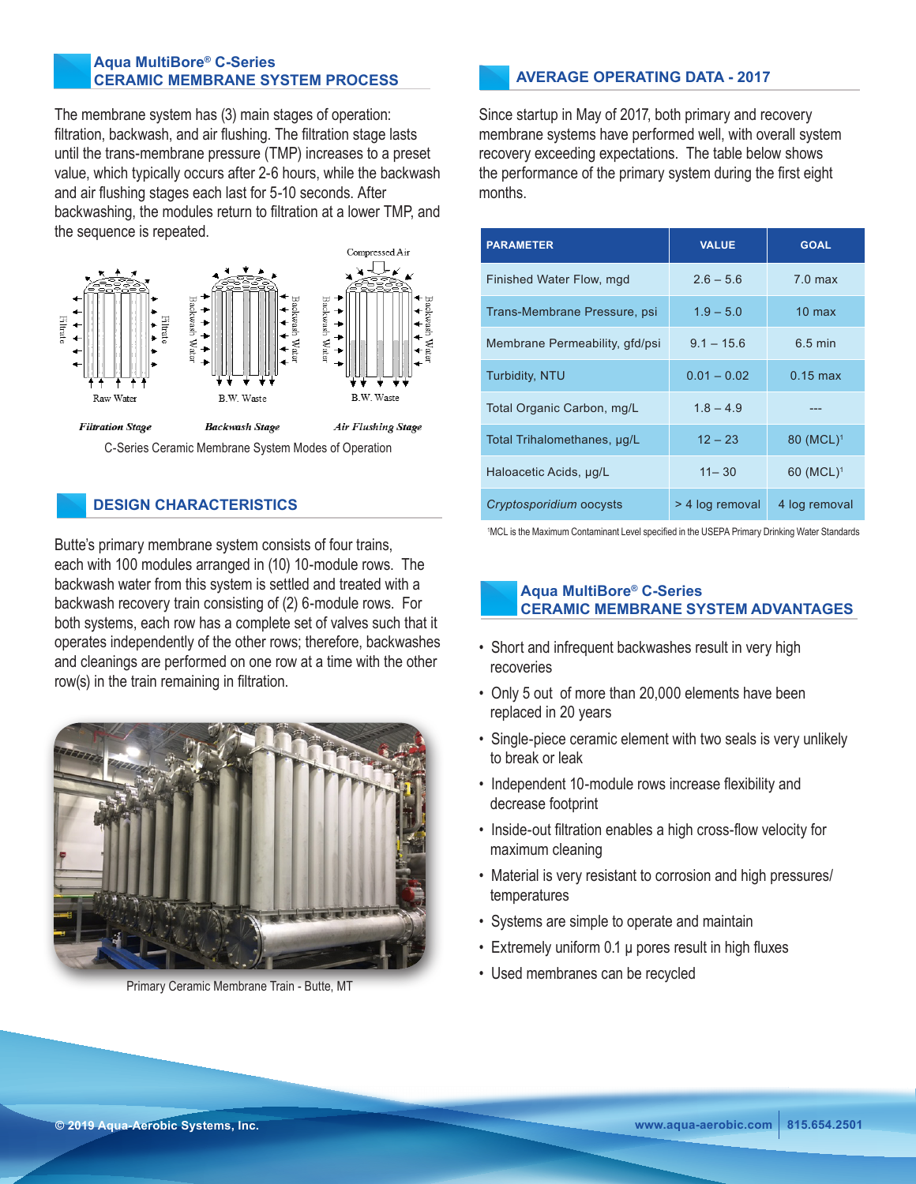## Aqua MultiBore® C-Series CERAMIC MEMBRANE SYSTEM PROCESS

The membrane system has (3) main stages of operation: filtration, backwash, and air flushing. The filtration stage lasts until the trans-membrane pressure (TMP) increases to a preset value, which typically occurs after 2-6 hours, while the backwash and air flushing stages each last for 5-10 seconds. After backwashing, the modules return to filtration at a lower TMP, and the sequence is repeated.

Compressed Air

Filtrate

Filtrate

Backwash Water

Backwash Water

Backwash Water

Backwash Water

Raw Water

B.W. Waste

B.W. Waste

*Filtration Stage*

*Backwash Stage*

*Air Flushing Stage*

C-Series Ceramic Membrane System Modes of Operation

## DESIGN CHARACTERISTICS

Butte's primary membrane system consists of four trains, each with 100 modules arranged in (10) 10-module rows. The backwash water from this system is settled and treated with a backwash recovery train consisting of (2) 6-module rows. For both systems, each row has a complete set of valves such that it operates independently of the other rows; therefore, backwashes and cleanings are performed on one row at a time with the other row(s) in the train remaining in filtration.

Primary Ceramic Membrane Train - Butte, MT

## AVERAGE OPERATING DATA - 2017

Since startup in May of 2017, both primary and recovery membrane systems have performed well, with overall system recovery exceeding expectations. The table below shows the performance of the primary system during the first eight months.

| PARAMETER | VALUE | GOAL |
|---|---|---|
| Finished Water Flow, mgd | 2.6 – 5.6 | 7.0 max |
| Trans-Membrane Pressure, psi | 1.9 – 5.0 | 10 max |
| Membrane Permeability, gfd/psi | 9.1 – 15.6 | 6.5 min |
| Turbidity, NTU | 0.01 – 0.02 | 0.15 max |
| Total Organic Carbon, mg/L | 1.8 – 4.9 | --- |
| Total Trihalomethanes, μg/L | 12 – 23 | 80 (MCL)[1] |
| Haloacetic Acids, μg/L | 11– 30 | 60 (MCL)[1] |
| *Cryptosporidium* oocysts | > 4 log removal | 4 log removal |

[1]MCL is the Maximum Contaminant Level specified in the USEPA Primary Drinking Water Standards

## Aqua MultiBore® C-Series CERAMIC MEMBRANE SYSTEM ADVANTAGES

- Short and infrequent backwashes result in very high recoveries
- Only 5 out of more than 20,000 elements have been replaced in 20 years
- Single-piece ceramic element with two seals is very unlikely to break or leak
- Independent 10-module rows increase flexibility and decrease footprint
- Inside-out filtration enables a high cross-flow velocity for maximum cleaning
- Material is very resistant to corrosion and high pressures/ temperatures
- Systems are simple to operate and maintain
- Extremely uniform 0.1 μ pores result in high fluxes
- Used membranes can be recycled

© 2019 Aqua-Aerobic Systems, Inc.

www.aqua-aerobic.com | 815.654.2501